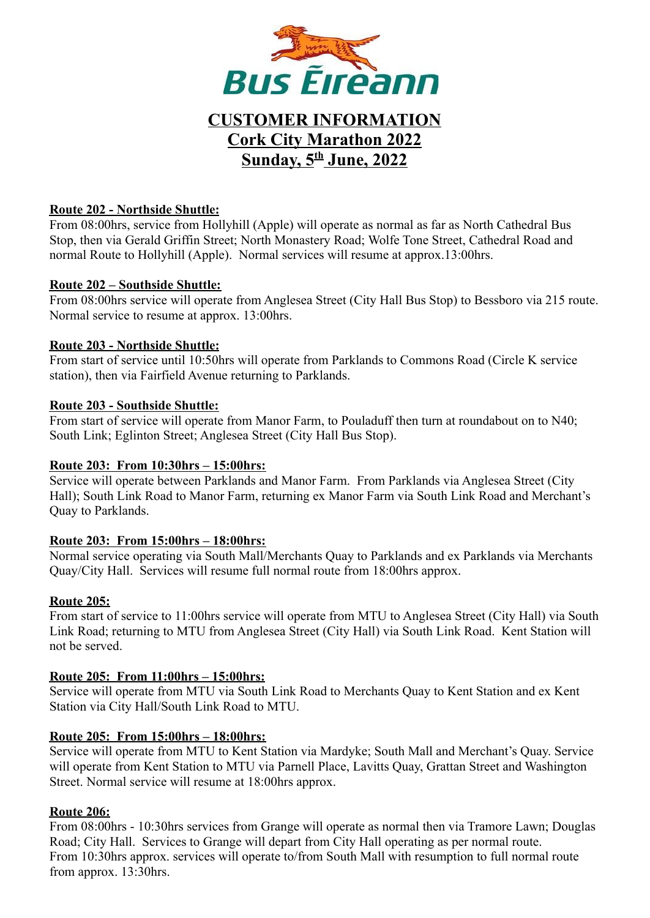Bus Éireann

# CUSTOMER INFORMATION
# Cork City Marathon 2022
# Sunday, 5th June, 2022

**Route 202 - Northside Shuttle:**
From 08:00hrs, service from Hollyhill (Apple) will operate as normal as far as North Cathedral Bus Stop, then via Gerald Griffin Street; North Monastery Road; Wolfe Tone Street, Cathedral Road and normal Route to Hollyhill (Apple). Normal services will resume at approx.13:00hrs.

**Route 202 – Southside Shuttle:**
From 08:00hrs service will operate from Anglesea Street (City Hall Bus Stop) to Bessboro via 215 route. Normal service to resume at approx. 13:00hrs.

**Route 203 - Northside Shuttle:**
From start of service until 10:50hrs will operate from Parklands to Commons Road (Circle K service station), then via Fairfield Avenue returning to Parklands.

**Route 203 - Southside Shuttle:**
From start of service will operate from Manor Farm, to Pouladuff then turn at roundabout on to N40; South Link; Eglinton Street; Anglesea Street (City Hall Bus Stop).

**Route 203: From 10:30hrs – 15:00hrs:**
Service will operate between Parklands and Manor Farm. From Parklands via Anglesea Street (City Hall); South Link Road to Manor Farm, returning ex Manor Farm via South Link Road and Merchant's Quay to Parklands.

**Route 203: From 15:00hrs – 18:00hrs:**
Normal service operating via South Mall/Merchants Quay to Parklands and ex Parklands via Merchants Quay/City Hall. Services will resume full normal route from 18:00hrs approx.

**Route 205:**
From start of service to 11:00hrs service will operate from MTU to Anglesea Street (City Hall) via South Link Road; returning to MTU from Anglesea Street (City Hall) via South Link Road. Kent Station will not be served.

**Route 205: From 11:00hrs – 15:00hrs:**
Service will operate from MTU via South Link Road to Merchants Quay to Kent Station and ex Kent Station via City Hall/South Link Road to MTU.

**Route 205: From 15:00hrs – 18:00hrs:**
Service will operate from MTU to Kent Station via Mardyke; South Mall and Merchant's Quay. Service will operate from Kent Station to MTU via Parnell Place, Lavitts Quay, Grattan Street and Washington Street. Normal service will resume at 18:00hrs approx.

**Route 206:**
From 08:00hrs - 10:30hrs services from Grange will operate as normal then via Tramore Lawn; Douglas Road; City Hall. Services to Grange will depart from City Hall operating as per normal route.
From 10:30hrs approx. services will operate to/from South Mall with resumption to full normal route from approx. 13:30hrs.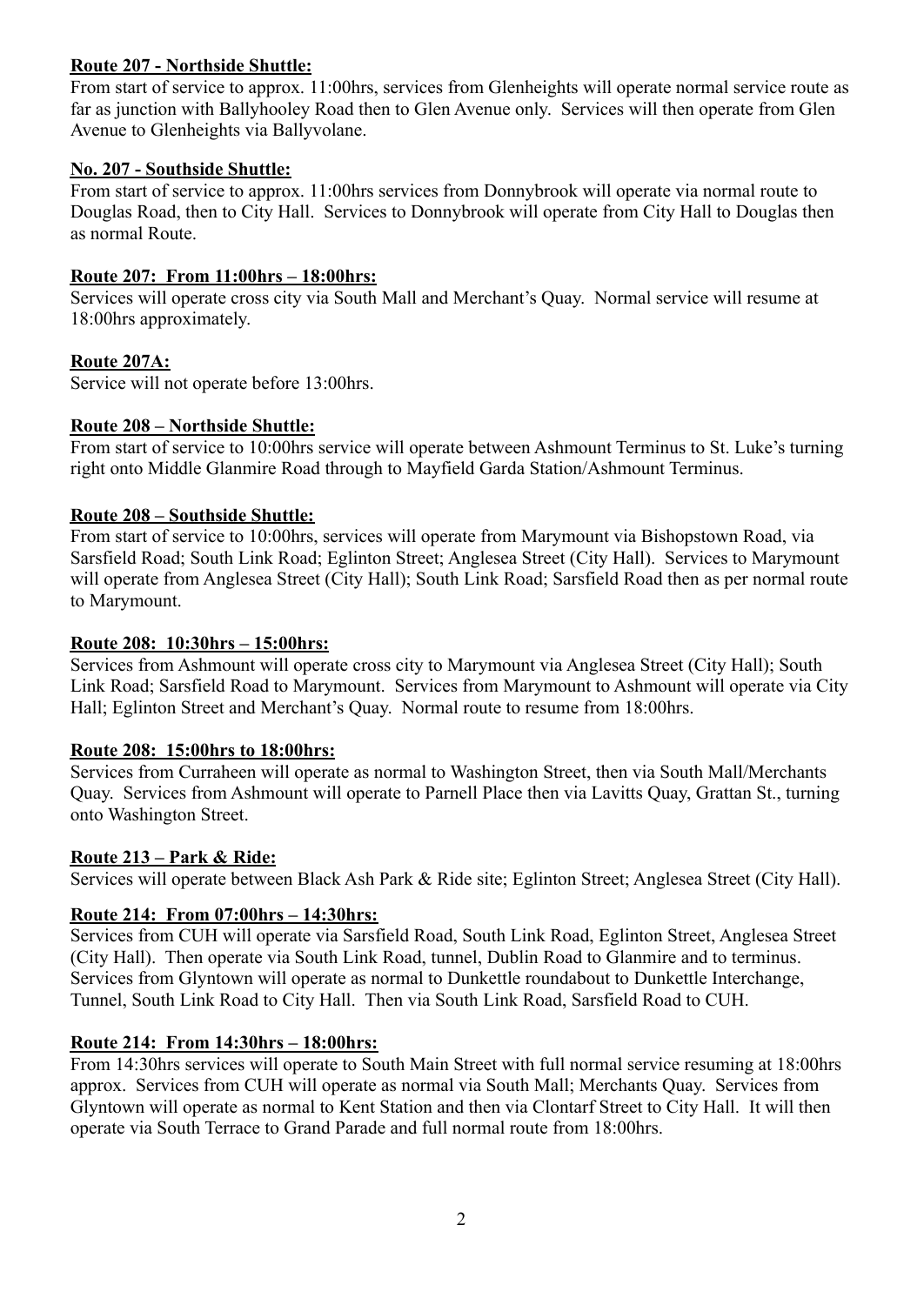**Route 207 - Northside Shuttle:**

From start of service to approx. 11:00hrs, services from Glenheights will operate normal service route as far as junction with Ballyhooley Road then to Glen Avenue only. Services will then operate from Glen Avenue to Glenheights via Ballyvolane.

**No. 207 - Southside Shuttle:**

From start of service to approx. 11:00hrs services from Donnybrook will operate via normal route to Douglas Road, then to City Hall. Services to Donnybrook will operate from City Hall to Douglas then as normal Route.

**Route 207: From 11:00hrs – 18:00hrs:**

Services will operate cross city via South Mall and Merchant's Quay. Normal service will resume at 18:00hrs approximately.

**Route 207A:**

Service will not operate before 13:00hrs.

**Route 208 – Northside Shuttle:**

From start of service to 10:00hrs service will operate between Ashmount Terminus to St. Luke's turning right onto Middle Glanmire Road through to Mayfield Garda Station/Ashmount Terminus.

**Route 208 – Southside Shuttle:**

From start of service to 10:00hrs, services will operate from Marymount via Bishopstown Road, via Sarsfield Road; South Link Road; Eglinton Street; Anglesea Street (City Hall). Services to Marymount will operate from Anglesea Street (City Hall); South Link Road; Sarsfield Road then as per normal route to Marymount.

**Route 208: 10:30hrs – 15:00hrs:**

Services from Ashmount will operate cross city to Marymount via Anglesea Street (City Hall); South Link Road; Sarsfield Road to Marymount. Services from Marymount to Ashmount will operate via City Hall; Eglinton Street and Merchant's Quay. Normal route to resume from 18:00hrs.

**Route 208: 15:00hrs to 18:00hrs:**

Services from Curraheen will operate as normal to Washington Street, then via South Mall/Merchants Quay. Services from Ashmount will operate to Parnell Place then via Lavitts Quay, Grattan St., turning onto Washington Street.

**Route 213 – Park & Ride:**

Services will operate between Black Ash Park & Ride site; Eglinton Street; Anglesea Street (City Hall).

**Route 214: From 07:00hrs – 14:30hrs:**

Services from CUH will operate via Sarsfield Road, South Link Road, Eglinton Street, Anglesea Street (City Hall). Then operate via South Link Road, tunnel, Dublin Road to Glanmire and to terminus. Services from Glyntown will operate as normal to Dunkettle roundabout to Dunkettle Interchange, Tunnel, South Link Road to City Hall. Then via South Link Road, Sarsfield Road to CUH.

**Route 214: From 14:30hrs – 18:00hrs:**

From 14:30hrs services will operate to South Main Street with full normal service resuming at 18:00hrs approx. Services from CUH will operate as normal via South Mall; Merchants Quay. Services from Glyntown will operate as normal to Kent Station and then via Clontarf Street to City Hall. It will then operate via South Terrace to Grand Parade and full normal route from 18:00hrs.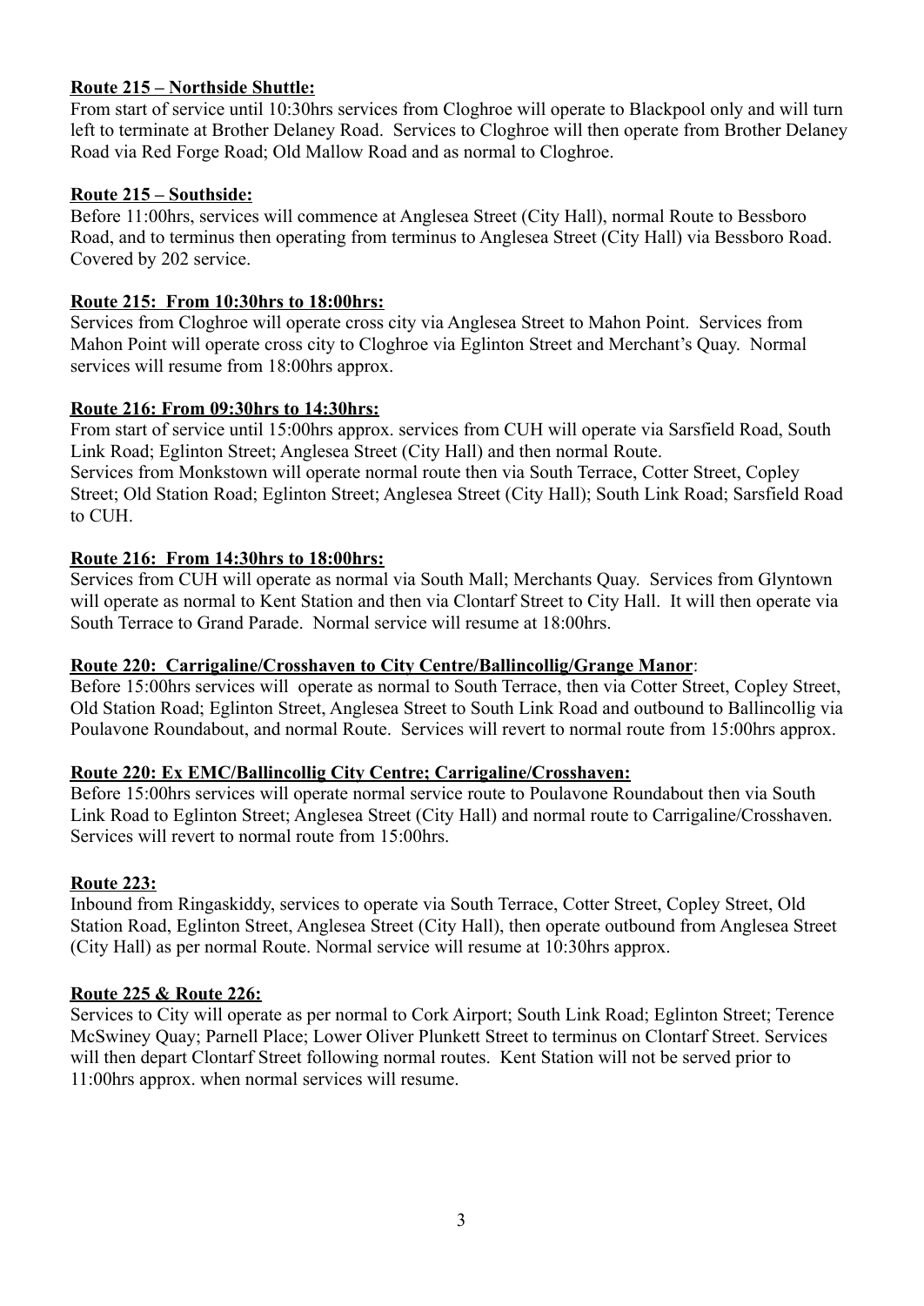**Route 215 – Northside Shuttle:**

From start of service until 10:30hrs services from Cloghroe will operate to Blackpool only and will turn left to terminate at Brother Delaney Road. Services to Cloghroe will then operate from Brother Delaney Road via Red Forge Road; Old Mallow Road and as normal to Cloghroe.

**Route 215 – Southside:**

Before 11:00hrs, services will commence at Anglesea Street (City Hall), normal Route to Bessboro Road, and to terminus then operating from terminus to Anglesea Street (City Hall) via Bessboro Road. Covered by 202 service.

**Route 215: From 10:30hrs to 18:00hrs:**

Services from Cloghroe will operate cross city via Anglesea Street to Mahon Point. Services from Mahon Point will operate cross city to Cloghroe via Eglinton Street and Merchant's Quay. Normal services will resume from 18:00hrs approx.

**Route 216: From 09:30hrs to 14:30hrs:**

From start of service until 15:00hrs approx. services from CUH will operate via Sarsfield Road, South Link Road; Eglinton Street; Anglesea Street (City Hall) and then normal Route.
Services from Monkstown will operate normal route then via South Terrace, Cotter Street, Copley Street; Old Station Road; Eglinton Street; Anglesea Street (City Hall); South Link Road; Sarsfield Road to CUH.

**Route 216: From 14:30hrs to 18:00hrs:**

Services from CUH will operate as normal via South Mall; Merchants Quay. Services from Glyntown will operate as normal to Kent Station and then via Clontarf Street to City Hall. It will then operate via South Terrace to Grand Parade. Normal service will resume at 18:00hrs.

**Route 220: Carrigaline/Crosshaven to City Centre/Ballincollig/Grange Manor**:

Before 15:00hrs services will operate as normal to South Terrace, then via Cotter Street, Copley Street, Old Station Road; Eglinton Street, Anglesea Street to South Link Road and outbound to Ballincollig via Poulavone Roundabout, and normal Route. Services will revert to normal route from 15:00hrs approx.

**Route 220: Ex EMC/Ballincollig City Centre; Carrigaline/Crosshaven:**

Before 15:00hrs services will operate normal service route to Poulavone Roundabout then via South Link Road to Eglinton Street; Anglesea Street (City Hall) and normal route to Carrigaline/Crosshaven. Services will revert to normal route from 15:00hrs.

**Route 223:**

Inbound from Ringaskiddy, services to operate via South Terrace, Cotter Street, Copley Street, Old Station Road, Eglinton Street, Anglesea Street (City Hall), then operate outbound from Anglesea Street (City Hall) as per normal Route. Normal service will resume at 10:30hrs approx.

**Route 225 & Route 226:**

Services to City will operate as per normal to Cork Airport; South Link Road; Eglinton Street; Terence McSwiney Quay; Parnell Place; Lower Oliver Plunkett Street to terminus on Clontarf Street. Services will then depart Clontarf Street following normal routes. Kent Station will not be served prior to 11:00hrs approx. when normal services will resume.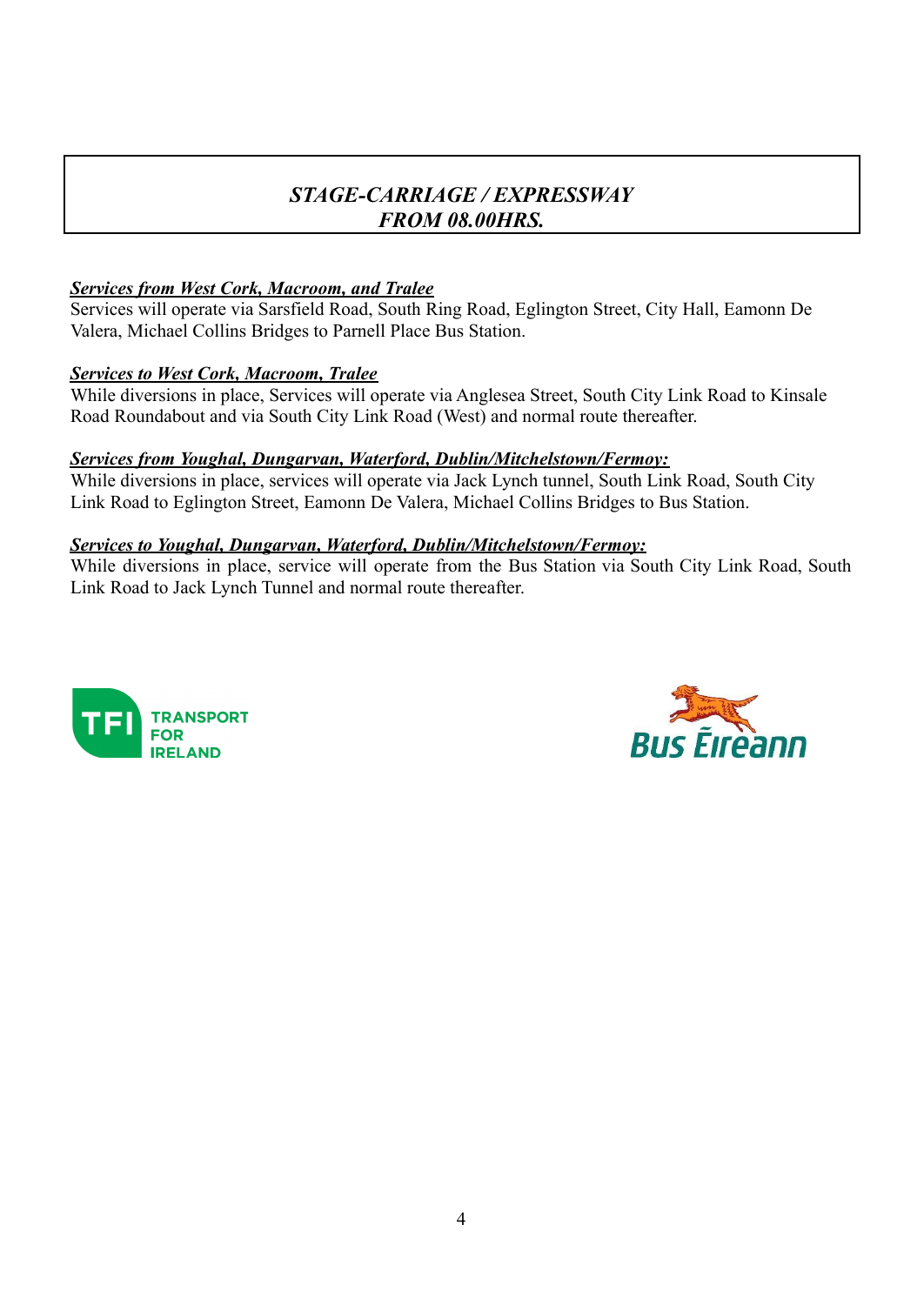## *STAGE-CARRIAGE / EXPRESSWAY*
## *FROM 08.00HRS.*

***Services from West Cork, Macroom, and Tralee***

Services will operate via Sarsfield Road, South Ring Road, Eglington Street, City Hall, Eamonn De Valera, Michael Collins Bridges to Parnell Place Bus Station.

***Services to West Cork, Macroom, Tralee***

While diversions in place, Services will operate via Anglesea Street, South City Link Road to Kinsale Road Roundabout and via South City Link Road (West) and normal route thereafter.

***Services from Youghal, Dungarvan, Waterford, Dublin/Mitchelstown/Fermoy:***

While diversions in place, services will operate via Jack Lynch tunnel, South Link Road, South City Link Road to Eglington Street, Eamonn De Valera, Michael Collins Bridges to Bus Station.

***Services to Youghal, Dungarvan, Waterford, Dublin/Mitchelstown/Fermoy:***

While diversions in place, service will operate from the Bus Station via South City Link Road, South Link Road to Jack Lynch Tunnel and normal route thereafter.

TFI TRANSPORT FOR IRELAND

Bus Éireann